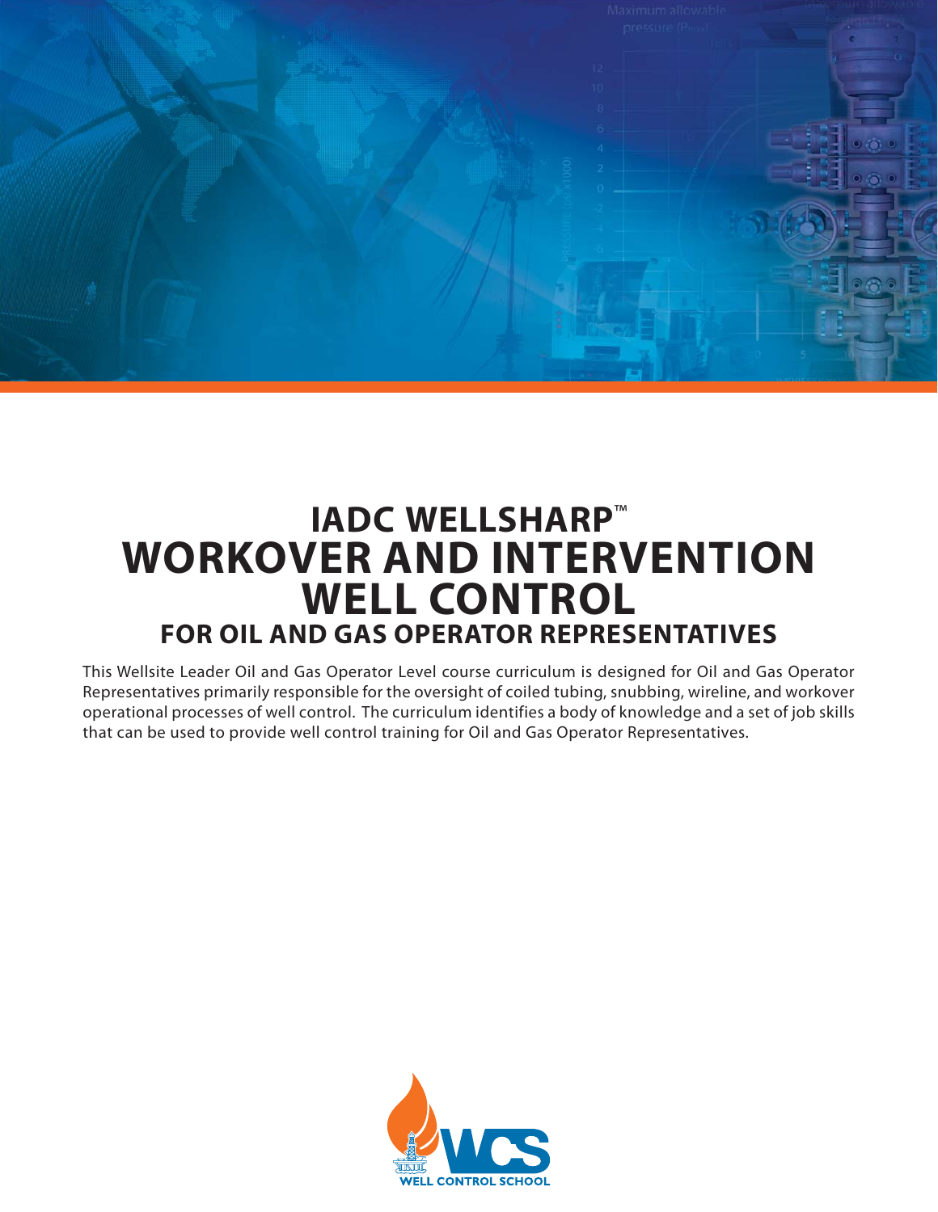# IADC WELLSHARP™ WORKOVER AND INTERVENTION WELL CONTROL

## FOR OIL AND GAS OPERATOR REPRESENTATIVES

This Wellsite Leader Oil and Gas Operator Level course curriculum is designed for Oil and Gas Operator Representatives primarily responsible for the oversight of coiled tubing, snubbing, wireline, and workover operational processes of well control. The curriculum identifies a body of knowledge and a set of job skills that can be used to provide well control training for Oil and Gas Operator Representatives.

WCS WELL CONTROL SCHOOL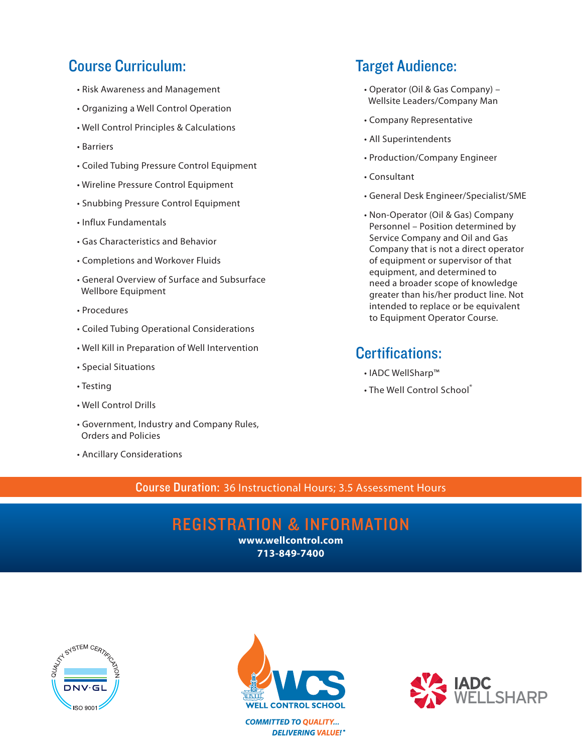## Course Curriculum:

- Risk Awareness and Management
- Organizing a Well Control Operation
- Well Control Principles & Calculations
- Barriers
- Coiled Tubing Pressure Control Equipment
- Wireline Pressure Control Equipment
- Snubbing Pressure Control Equipment
- Influx Fundamentals
- Gas Characteristics and Behavior
- Completions and Workover Fluids
- General Overview of Surface and Subsurface Wellbore Equipment
- Procedures
- Coiled Tubing Operational Considerations
- Well Kill in Preparation of Well Intervention
- Special Situations
- Testing
- Well Control Drills
- Government, Industry and Company Rules, Orders and Policies
- Ancillary Considerations

## Target Audience:

- Operator (Oil & Gas Company) – Wellsite Leaders/Company Man
- Company Representative
- All Superintendents
- Production/Company Engineer
- Consultant
- General Desk Engineer/Specialist/SME
- Non-Operator (Oil & Gas) Company Personnel – Position determined by Service Company and Oil and Gas Company that is not a direct operator of equipment or supervisor of that equipment, and determined to need a broader scope of knowledge greater than his/her product line. Not intended to replace or be equivalent to Equipment Operator Course.

## Certifications:

- IADC WellSharp™
- The Well Control School®

**Course Duration:** 36 Instructional Hours; 3.5 Assessment Hours

## REGISTRATION & INFORMATION

**www.wellcontrol.com**
**713-849-7400**

QUALITY SYSTEM CERTIFICATION DNV·GL ISO 9001

WCS WELL CONTROL SCHOOL

*COMMITTED TO QUALITY... DELIVERING VALUE!®*

IADC WELLSHARP